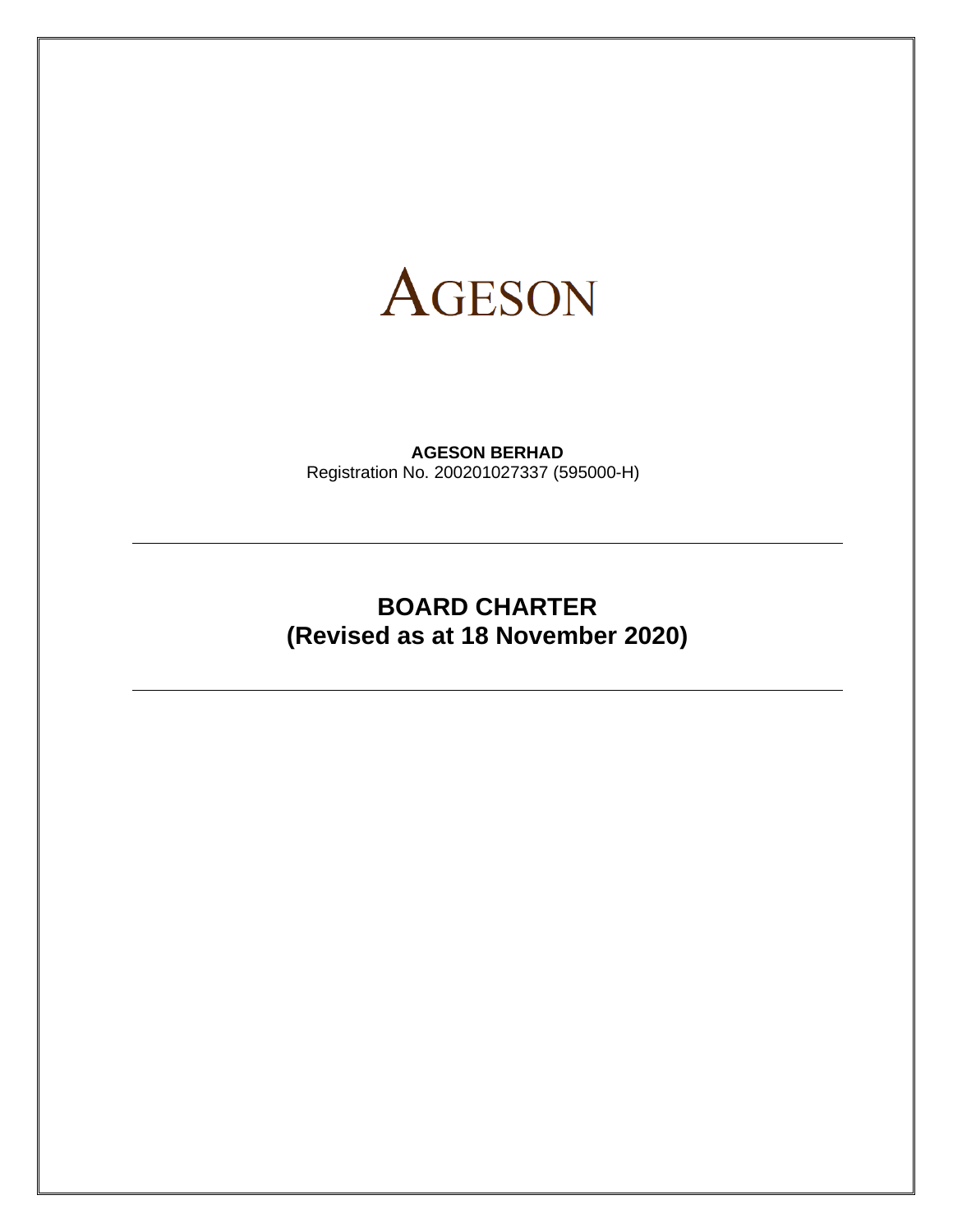AGESON

**AGESON BERHAD**
Registration No. 200201027337 (595000-H)

---

# BOARD CHARTER
# (Revised as at 18 November 2020)

---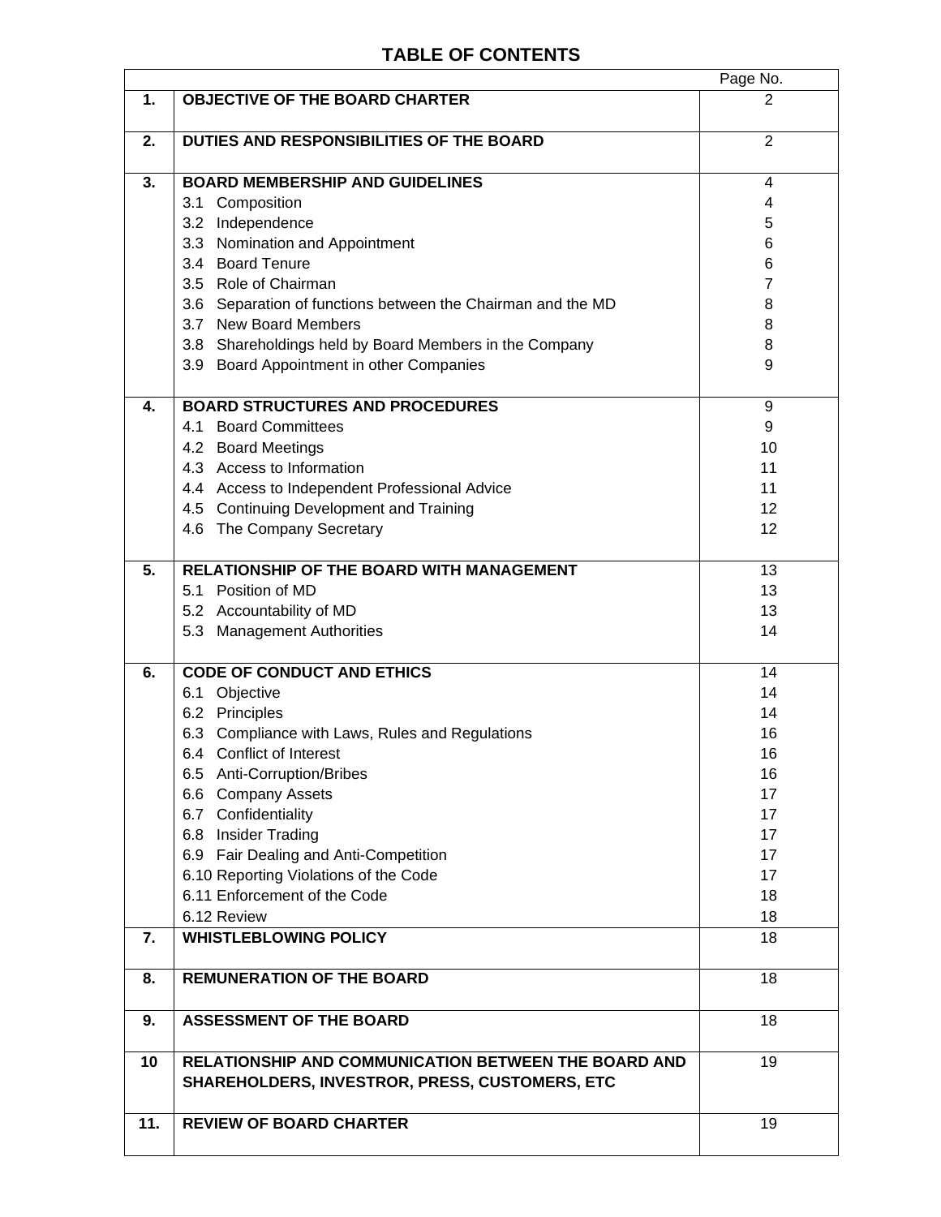# TABLE OF CONTENTS

| | | Page No. |
|---|---|---|
| **1.** | **OBJECTIVE OF THE BOARD CHARTER** | 2 |
| **2.** | **DUTIES AND RESPONSIBILITIES OF THE BOARD** | 2 |
| **3.** | **BOARD MEMBERSHIP AND GUIDELINES** | 4 |
| | 3.1 Composition | 4 |
| | 3.2 Independence | 5 |
| | 3.3 Nomination and Appointment | 6 |
| | 3.4 Board Tenure | 6 |
| | 3.5 Role of Chairman | 7 |
| | 3.6 Separation of functions between the Chairman and the MD | 8 |
| | 3.7 New Board Members | 8 |
| | 3.8 Shareholdings held by Board Members in the Company | 8 |
| | 3.9 Board Appointment in other Companies | 9 |
| **4.** | **BOARD STRUCTURES AND PROCEDURES** | 9 |
| | 4.1 Board Committees | 9 |
| | 4.2 Board Meetings | 10 |
| | 4.3 Access to Information | 11 |
| | 4.4 Access to Independent Professional Advice | 11 |
| | 4.5 Continuing Development and Training | 12 |
| | 4.6 The Company Secretary | 12 |
| **5.** | **RELATIONSHIP OF THE BOARD WITH MANAGEMENT** | 13 |
| | 5.1 Position of MD | 13 |
| | 5.2 Accountability of MD | 13 |
| | 5.3 Management Authorities | 14 |
| **6.** | **CODE OF CONDUCT AND ETHICS** | 14 |
| | 6.1 Objective | 14 |
| | 6.2 Principles | 14 |
| | 6.3 Compliance with Laws, Rules and Regulations | 16 |
| | 6.4 Conflict of Interest | 16 |
| | 6.5 Anti-Corruption/Bribes | 16 |
| | 6.6 Company Assets | 17 |
| | 6.7 Confidentiality | 17 |
| | 6.8 Insider Trading | 17 |
| | 6.9 Fair Dealing and Anti-Competition | 17 |
| | 6.10 Reporting Violations of the Code | 17 |
| | 6.11 Enforcement of the Code | 18 |
| | 6.12 Review | 18 |
| **7.** | **WHISTLEBLOWING POLICY** | 18 |
| **8.** | **REMUNERATION OF THE BOARD** | 18 |
| **9.** | **ASSESSMENT OF THE BOARD** | 18 |
| **10** | **RELATIONSHIP AND COMMUNICATION BETWEEN THE BOARD AND SHAREHOLDERS, INVESTROR, PRESS, CUSTOMERS, ETC** | 19 |
| **11.** | **REVIEW OF BOARD CHARTER** | 19 |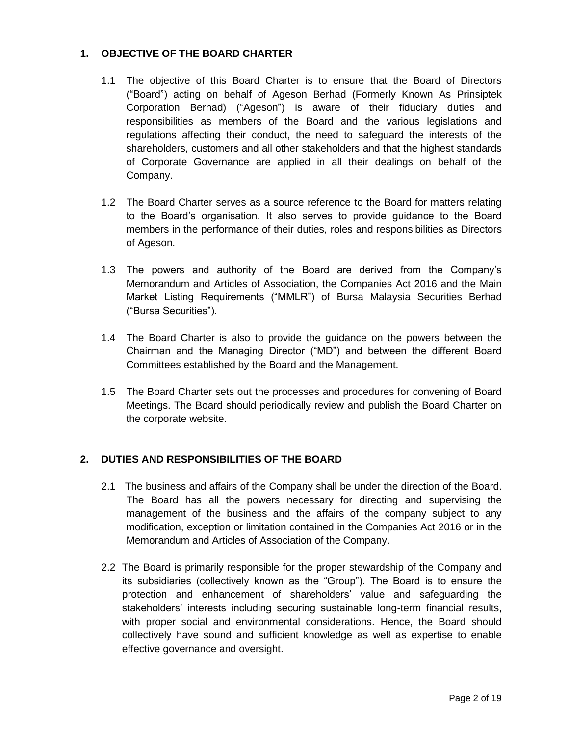## 1. OBJECTIVE OF THE BOARD CHARTER

1.1 The objective of this Board Charter is to ensure that the Board of Directors ("Board") acting on behalf of Ageson Berhad (Formerly Known As Prinsiptek Corporation Berhad) ("Ageson") is aware of their fiduciary duties and responsibilities as members of the Board and the various legislations and regulations affecting their conduct, the need to safeguard the interests of the shareholders, customers and all other stakeholders and that the highest standards of Corporate Governance are applied in all their dealings on behalf of the Company.

1.2 The Board Charter serves as a source reference to the Board for matters relating to the Board's organisation. It also serves to provide guidance to the Board members in the performance of their duties, roles and responsibilities as Directors of Ageson.

1.3 The powers and authority of the Board are derived from the Company's Memorandum and Articles of Association, the Companies Act 2016 and the Main Market Listing Requirements ("MMLR") of Bursa Malaysia Securities Berhad ("Bursa Securities").

1.4 The Board Charter is also to provide the guidance on the powers between the Chairman and the Managing Director ("MD") and between the different Board Committees established by the Board and the Management.

1.5 The Board Charter sets out the processes and procedures for convening of Board Meetings. The Board should periodically review and publish the Board Charter on the corporate website.

## 2. DUTIES AND RESPONSIBILITIES OF THE BOARD

2.1 The business and affairs of the Company shall be under the direction of the Board. The Board has all the powers necessary for directing and supervising the management of the business and the affairs of the company subject to any modification, exception or limitation contained in the Companies Act 2016 or in the Memorandum and Articles of Association of the Company.

2.2 The Board is primarily responsible for the proper stewardship of the Company and its subsidiaries (collectively known as the "Group"). The Board is to ensure the protection and enhancement of shareholders' value and safeguarding the stakeholders' interests including securing sustainable long-term financial results, with proper social and environmental considerations. Hence, the Board should collectively have sound and sufficient knowledge as well as expertise to enable effective governance and oversight.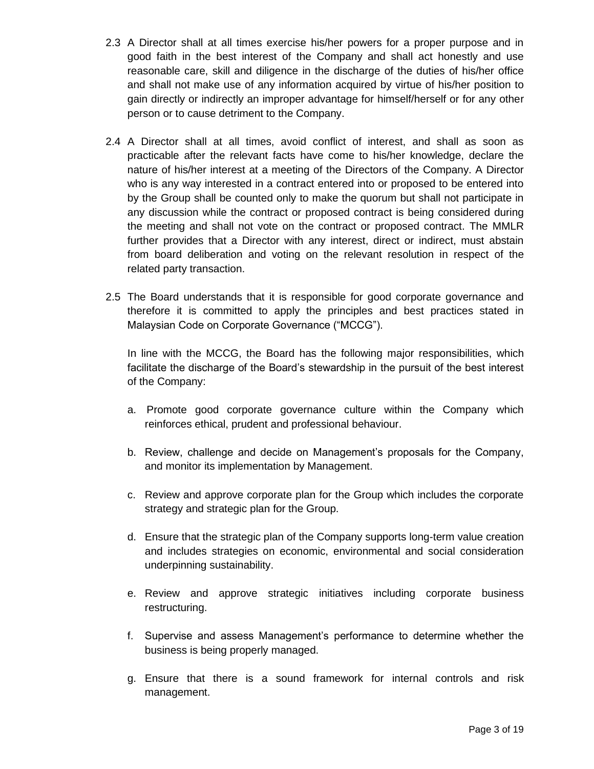2.3 A Director shall at all times exercise his/her powers for a proper purpose and in good faith in the best interest of the Company and shall act honestly and use reasonable care, skill and diligence in the discharge of the duties of his/her office and shall not make use of any information acquired by virtue of his/her position to gain directly or indirectly an improper advantage for himself/herself or for any other person or to cause detriment to the Company.

2.4 A Director shall at all times, avoid conflict of interest, and shall as soon as practicable after the relevant facts have come to his/her knowledge, declare the nature of his/her interest at a meeting of the Directors of the Company. A Director who is any way interested in a contract entered into or proposed to be entered into by the Group shall be counted only to make the quorum but shall not participate in any discussion while the contract or proposed contract is being considered during the meeting and shall not vote on the contract or proposed contract. The MMLR further provides that a Director with any interest, direct or indirect, must abstain from board deliberation and voting on the relevant resolution in respect of the related party transaction.

2.5 The Board understands that it is responsible for good corporate governance and therefore it is committed to apply the principles and best practices stated in Malaysian Code on Corporate Governance ("MCCG").

In line with the MCCG, the Board has the following major responsibilities, which facilitate the discharge of the Board's stewardship in the pursuit of the best interest of the Company:

a. Promote good corporate governance culture within the Company which reinforces ethical, prudent and professional behaviour.

b. Review, challenge and decide on Management's proposals for the Company, and monitor its implementation by Management.

c. Review and approve corporate plan for the Group which includes the corporate strategy and strategic plan for the Group.

d. Ensure that the strategic plan of the Company supports long-term value creation and includes strategies on economic, environmental and social consideration underpinning sustainability.

e. Review and approve strategic initiatives including corporate business restructuring.

f. Supervise and assess Management's performance to determine whether the business is being properly managed.

g. Ensure that there is a sound framework for internal controls and risk management.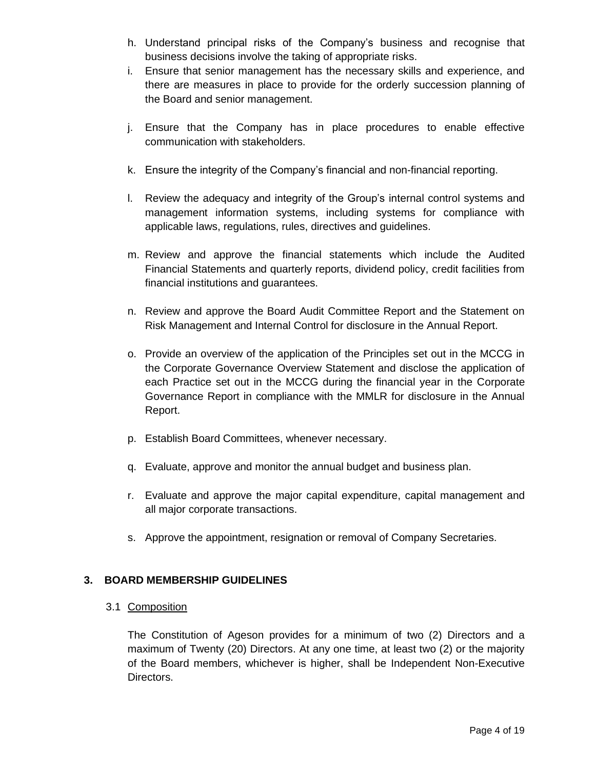h. Understand principal risks of the Company's business and recognise that business decisions involve the taking of appropriate risks.
i. Ensure that senior management has the necessary skills and experience, and there are measures in place to provide for the orderly succession planning of the Board and senior management.

j. Ensure that the Company has in place procedures to enable effective communication with stakeholders.

k. Ensure the integrity of the Company's financial and non-financial reporting.

l. Review the adequacy and integrity of the Group's internal control systems and management information systems, including systems for compliance with applicable laws, regulations, rules, directives and guidelines.

m. Review and approve the financial statements which include the Audited Financial Statements and quarterly reports, dividend policy, credit facilities from financial institutions and guarantees.

n. Review and approve the Board Audit Committee Report and the Statement on Risk Management and Internal Control for disclosure in the Annual Report.

o. Provide an overview of the application of the Principles set out in the MCCG in the Corporate Governance Overview Statement and disclose the application of each Practice set out in the MCCG during the financial year in the Corporate Governance Report in compliance with the MMLR for disclosure in the Annual Report.

p. Establish Board Committees, whenever necessary.

q. Evaluate, approve and monitor the annual budget and business plan.

r. Evaluate and approve the major capital expenditure, capital management and all major corporate transactions.

s. Approve the appointment, resignation or removal of Company Secretaries.

## 3. BOARD MEMBERSHIP GUIDELINES

### 3.1 Composition

The Constitution of Ageson provides for a minimum of two (2) Directors and a maximum of Twenty (20) Directors. At any one time, at least two (2) or the majority of the Board members, whichever is higher, shall be Independent Non-Executive Directors.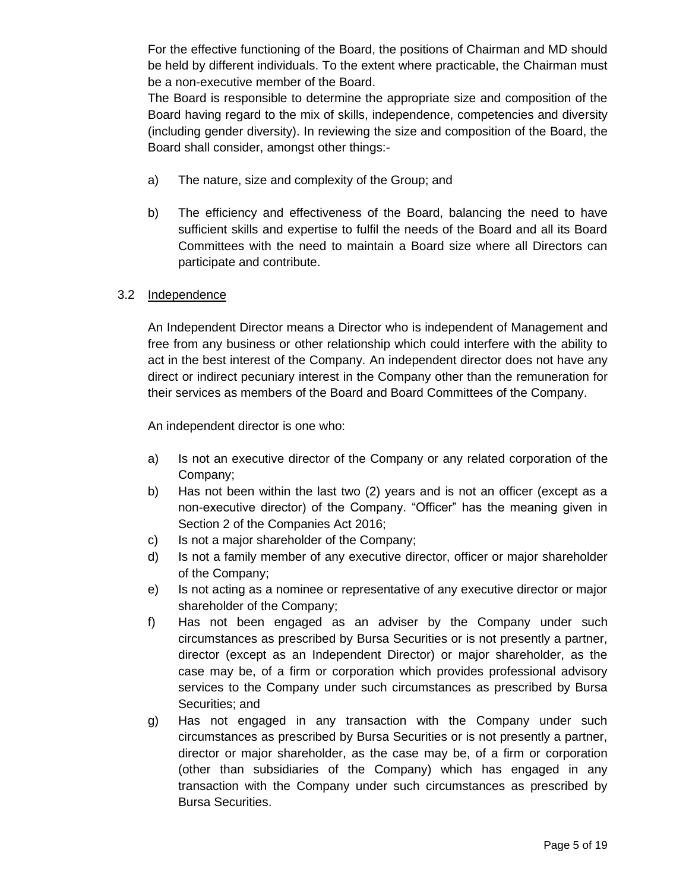For the effective functioning of the Board, the positions of Chairman and MD should be held by different individuals. To the extent where practicable, the Chairman must be a non-executive member of the Board.

The Board is responsible to determine the appropriate size and composition of the Board having regard to the mix of skills, independence, competencies and diversity (including gender diversity). In reviewing the size and composition of the Board, the Board shall consider, amongst other things:-

a) The nature, size and complexity of the Group; and

b) The efficiency and effectiveness of the Board, balancing the need to have sufficient skills and expertise to fulfil the needs of the Board and all its Board Committees with the need to maintain a Board size where all Directors can participate and contribute.

### 3.2 Independence

An Independent Director means a Director who is independent of Management and free from any business or other relationship which could interfere with the ability to act in the best interest of the Company. An independent director does not have any direct or indirect pecuniary interest in the Company other than the remuneration for their services as members of the Board and Board Committees of the Company.

An independent director is one who:

a) Is not an executive director of the Company or any related corporation of the Company;
b) Has not been within the last two (2) years and is not an officer (except as a non-executive director) of the Company. "Officer" has the meaning given in Section 2 of the Companies Act 2016;
c) Is not a major shareholder of the Company;
d) Is not a family member of any executive director, officer or major shareholder of the Company;
e) Is not acting as a nominee or representative of any executive director or major shareholder of the Company;
f) Has not been engaged as an adviser by the Company under such circumstances as prescribed by Bursa Securities or is not presently a partner, director (except as an Independent Director) or major shareholder, as the case may be, of a firm or corporation which provides professional advisory services to the Company under such circumstances as prescribed by Bursa Securities; and
g) Has not engaged in any transaction with the Company under such circumstances as prescribed by Bursa Securities or is not presently a partner, director or major shareholder, as the case may be, of a firm or corporation (other than subsidiaries of the Company) which has engaged in any transaction with the Company under such circumstances as prescribed by Bursa Securities.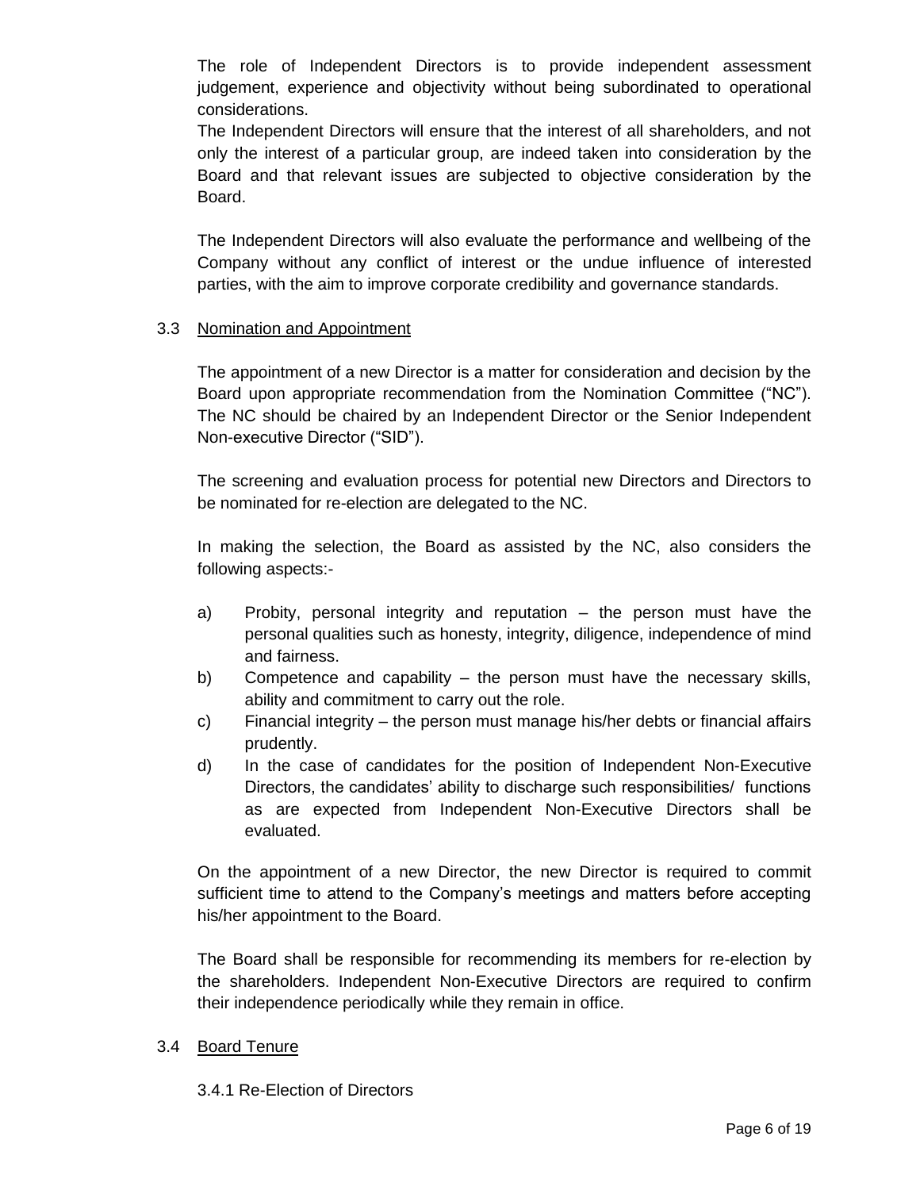The role of Independent Directors is to provide independent assessment judgement, experience and objectivity without being subordinated to operational considerations.
The Independent Directors will ensure that the interest of all shareholders, and not only the interest of a particular group, are indeed taken into consideration by the Board and that relevant issues are subjected to objective consideration by the Board.

The Independent Directors will also evaluate the performance and wellbeing of the Company without any conflict of interest or the undue influence of interested parties, with the aim to improve corporate credibility and governance standards.

### 3.3 Nomination and Appointment

The appointment of a new Director is a matter for consideration and decision by the Board upon appropriate recommendation from the Nomination Committee ("NC"). The NC should be chaired by an Independent Director or the Senior Independent Non-executive Director ("SID").

The screening and evaluation process for potential new Directors and Directors to be nominated for re-election are delegated to the NC.

In making the selection, the Board as assisted by the NC, also considers the following aspects:-

a) Probity, personal integrity and reputation – the person must have the personal qualities such as honesty, integrity, diligence, independence of mind and fairness.
b) Competence and capability – the person must have the necessary skills, ability and commitment to carry out the role.
c) Financial integrity – the person must manage his/her debts or financial affairs prudently.
d) In the case of candidates for the position of Independent Non-Executive Directors, the candidates' ability to discharge such responsibilities/ functions as are expected from Independent Non-Executive Directors shall be evaluated.

On the appointment of a new Director, the new Director is required to commit sufficient time to attend to the Company's meetings and matters before accepting his/her appointment to the Board.

The Board shall be responsible for recommending its members for re-election by the shareholders. Independent Non-Executive Directors are required to confirm their independence periodically while they remain in office.

### 3.4 Board Tenure

#### 3.4.1 Re-Election of Directors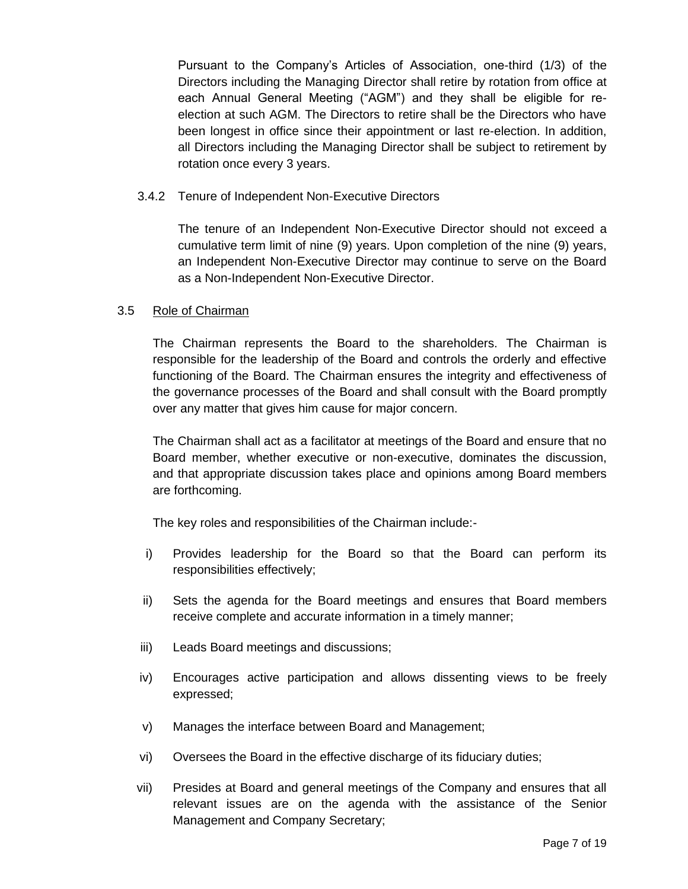Pursuant to the Company's Articles of Association, one-third (1/3) of the Directors including the Managing Director shall retire by rotation from office at each Annual General Meeting ("AGM") and they shall be eligible for re-election at such AGM. The Directors to retire shall be the Directors who have been longest in office since their appointment or last re-election. In addition, all Directors including the Managing Director shall be subject to retirement by rotation once every 3 years.

3.4.2 Tenure of Independent Non-Executive Directors

The tenure of an Independent Non-Executive Director should not exceed a cumulative term limit of nine (9) years. Upon completion of the nine (9) years, an Independent Non-Executive Director may continue to serve on the Board as a Non-Independent Non-Executive Director.

3.5 <u>Role of Chairman</u>

The Chairman represents the Board to the shareholders. The Chairman is responsible for the leadership of the Board and controls the orderly and effective functioning of the Board. The Chairman ensures the integrity and effectiveness of the governance processes of the Board and shall consult with the Board promptly over any matter that gives him cause for major concern.

The Chairman shall act as a facilitator at meetings of the Board and ensure that no Board member, whether executive or non-executive, dominates the discussion, and that appropriate discussion takes place and opinions among Board members are forthcoming.

The key roles and responsibilities of the Chairman include:-

i) Provides leadership for the Board so that the Board can perform its responsibilities effectively;

ii) Sets the agenda for the Board meetings and ensures that Board members receive complete and accurate information in a timely manner;

iii) Leads Board meetings and discussions;

iv) Encourages active participation and allows dissenting views to be freely expressed;

v) Manages the interface between Board and Management;

vi) Oversees the Board in the effective discharge of its fiduciary duties;

vii) Presides at Board and general meetings of the Company and ensures that all relevant issues are on the agenda with the assistance of the Senior Management and Company Secretary;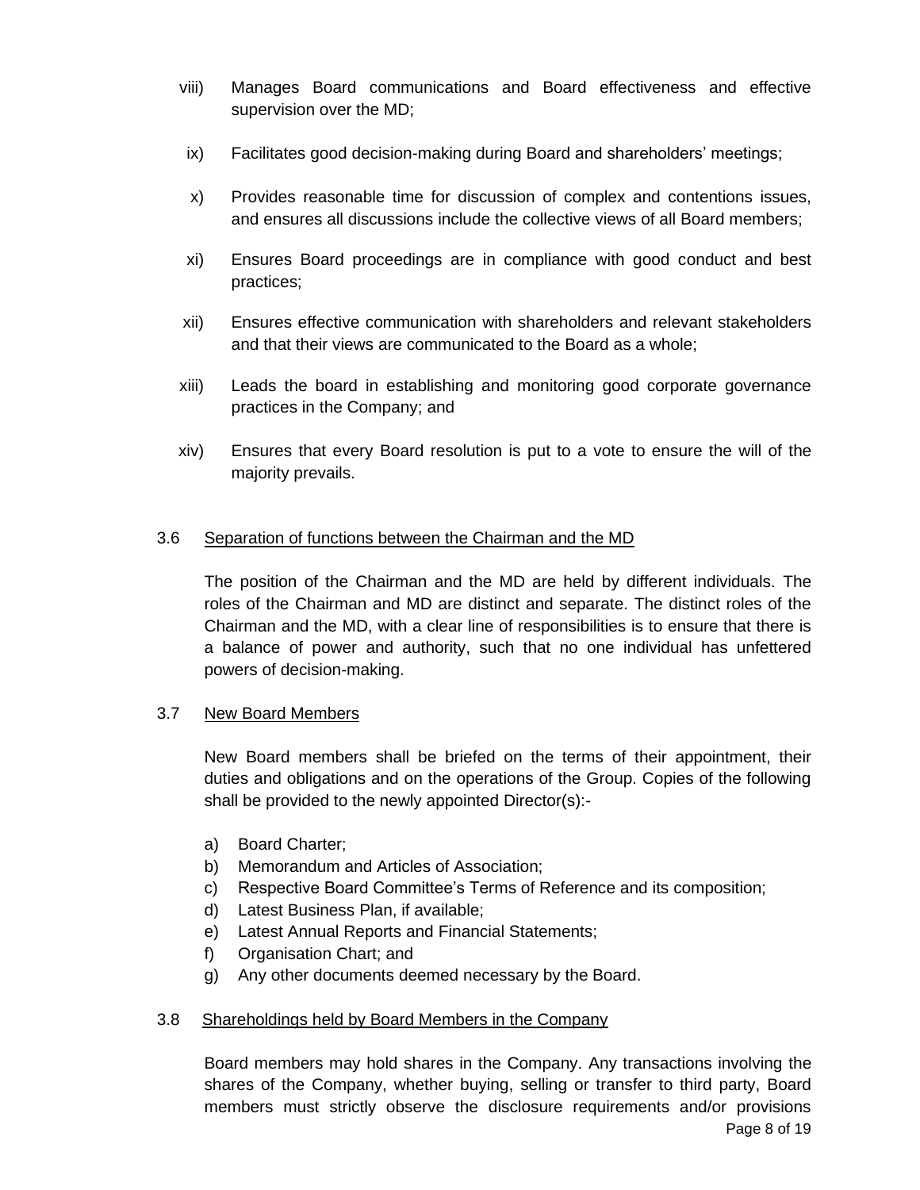viii) Manages Board communications and Board effectiveness and effective supervision over the MD;

ix) Facilitates good decision-making during Board and shareholders' meetings;

x) Provides reasonable time for discussion of complex and contentions issues, and ensures all discussions include the collective views of all Board members;

xi) Ensures Board proceedings are in compliance with good conduct and best practices;

xii) Ensures effective communication with shareholders and relevant stakeholders and that their views are communicated to the Board as a whole;

xiii) Leads the board in establishing and monitoring good corporate governance practices in the Company; and

xiv) Ensures that every Board resolution is put to a vote to ensure the will of the majority prevails.

3.6 Separation of functions between the Chairman and the MD

The position of the Chairman and the MD are held by different individuals. The roles of the Chairman and MD are distinct and separate. The distinct roles of the Chairman and the MD, with a clear line of responsibilities is to ensure that there is a balance of power and authority, such that no one individual has unfettered powers of decision-making.

3.7 New Board Members

New Board members shall be briefed on the terms of their appointment, their duties and obligations and on the operations of the Group. Copies of the following shall be provided to the newly appointed Director(s):-

a) Board Charter;
b) Memorandum and Articles of Association;
c) Respective Board Committee's Terms of Reference and its composition;
d) Latest Business Plan, if available;
e) Latest Annual Reports and Financial Statements;
f) Organisation Chart; and
g) Any other documents deemed necessary by the Board.

3.8 Shareholdings held by Board Members in the Company

Board members may hold shares in the Company. Any transactions involving the shares of the Company, whether buying, selling or transfer to third party, Board members must strictly observe the disclosure requirements and/or provisions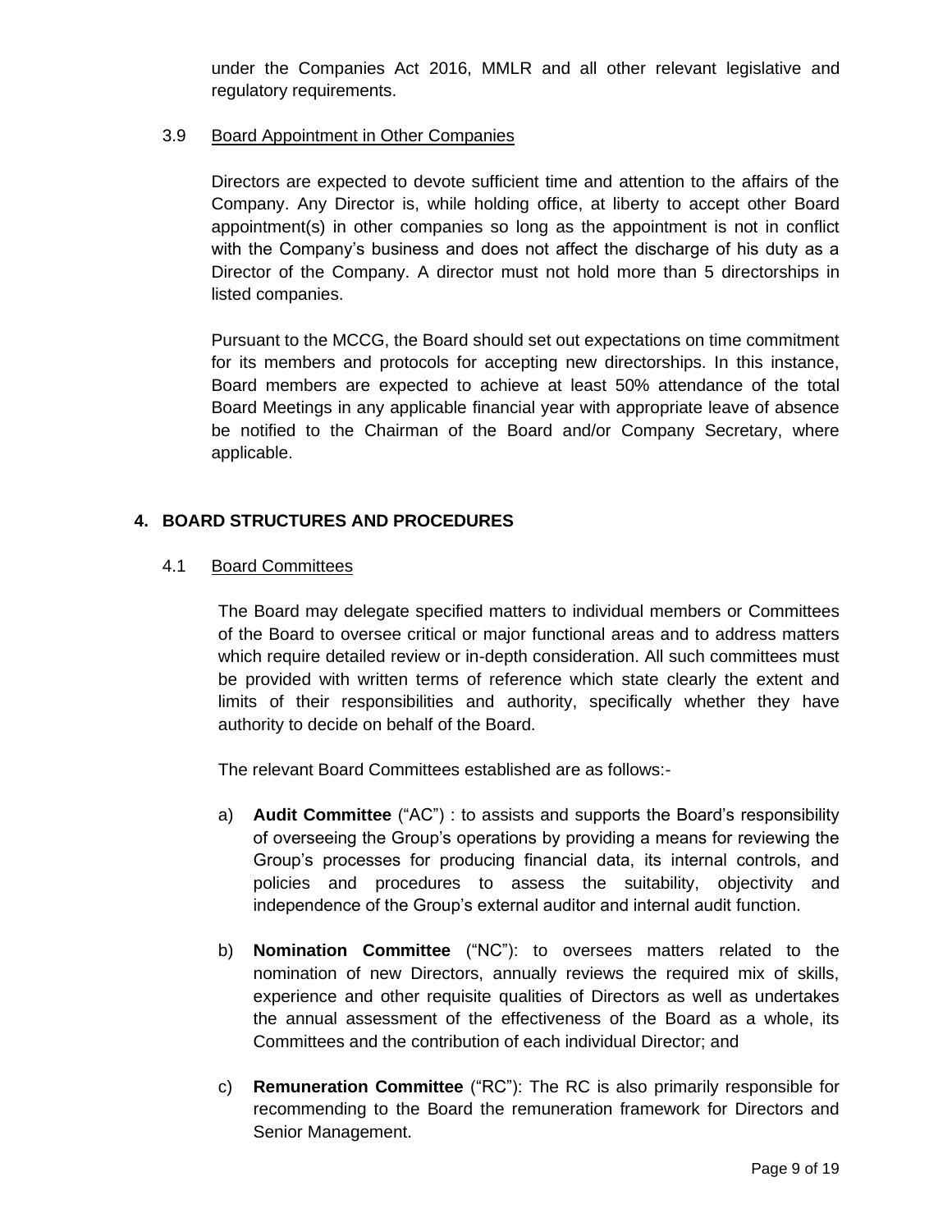under the Companies Act 2016, MMLR and all other relevant legislative and regulatory requirements.

### 3.9 Board Appointment in Other Companies

Directors are expected to devote sufficient time and attention to the affairs of the Company. Any Director is, while holding office, at liberty to accept other Board appointment(s) in other companies so long as the appointment is not in conflict with the Company's business and does not affect the discharge of his duty as a Director of the Company. A director must not hold more than 5 directorships in listed companies.

Pursuant to the MCCG, the Board should set out expectations on time commitment for its members and protocols for accepting new directorships. In this instance, Board members are expected to achieve at least 50% attendance of the total Board Meetings in any applicable financial year with appropriate leave of absence be notified to the Chairman of the Board and/or Company Secretary, where applicable.

## 4. BOARD STRUCTURES AND PROCEDURES

### 4.1 Board Committees

The Board may delegate specified matters to individual members or Committees of the Board to oversee critical or major functional areas and to address matters which require detailed review or in-depth consideration. All such committees must be provided with written terms of reference which state clearly the extent and limits of their responsibilities and authority, specifically whether they have authority to decide on behalf of the Board.

The relevant Board Committees established are as follows:-

a) **Audit Committee** ("AC") : to assists and supports the Board's responsibility of overseeing the Group's operations by providing a means for reviewing the Group's processes for producing financial data, its internal controls, and policies and procedures to assess the suitability, objectivity and independence of the Group's external auditor and internal audit function.

b) **Nomination Committee** ("NC"): to oversees matters related to the nomination of new Directors, annually reviews the required mix of skills, experience and other requisite qualities of Directors as well as undertakes the annual assessment of the effectiveness of the Board as a whole, its Committees and the contribution of each individual Director; and

c) **Remuneration Committee** ("RC"): The RC is also primarily responsible for recommending to the Board the remuneration framework for Directors and Senior Management.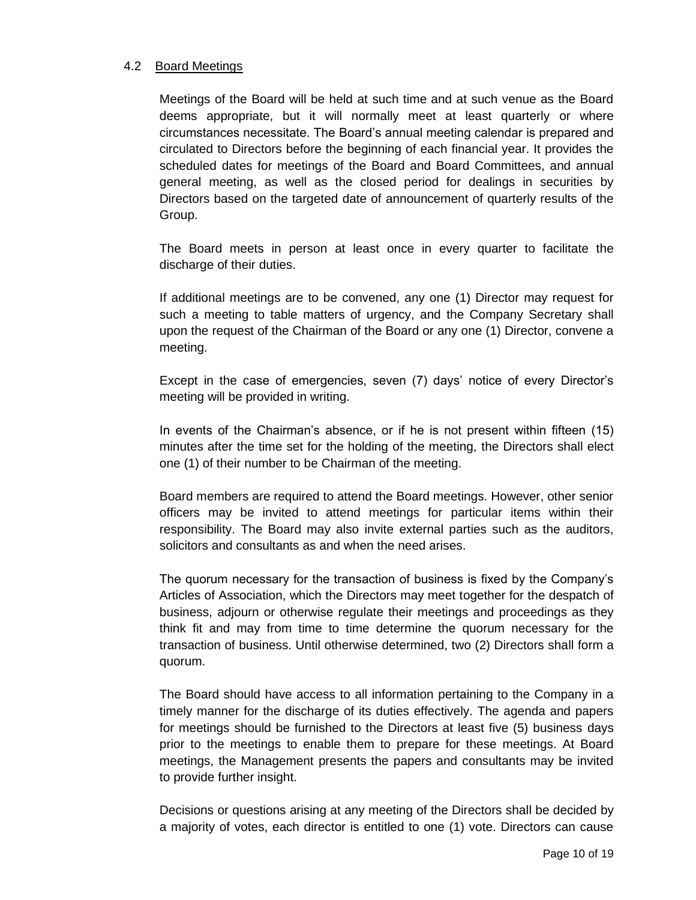### 4.2 Board Meetings

Meetings of the Board will be held at such time and at such venue as the Board deems appropriate, but it will normally meet at least quarterly or where circumstances necessitate. The Board's annual meeting calendar is prepared and circulated to Directors before the beginning of each financial year. It provides the scheduled dates for meetings of the Board and Board Committees, and annual general meeting, as well as the closed period for dealings in securities by Directors based on the targeted date of announcement of quarterly results of the Group.

The Board meets in person at least once in every quarter to facilitate the discharge of their duties.

If additional meetings are to be convened, any one (1) Director may request for such a meeting to table matters of urgency, and the Company Secretary shall upon the request of the Chairman of the Board or any one (1) Director, convene a meeting.

Except in the case of emergencies, seven (7) days' notice of every Director's meeting will be provided in writing.

In events of the Chairman's absence, or if he is not present within fifteen (15) minutes after the time set for the holding of the meeting, the Directors shall elect one (1) of their number to be Chairman of the meeting.

Board members are required to attend the Board meetings. However, other senior officers may be invited to attend meetings for particular items within their responsibility. The Board may also invite external parties such as the auditors, solicitors and consultants as and when the need arises.

The quorum necessary for the transaction of business is fixed by the Company's Articles of Association, which the Directors may meet together for the despatch of business, adjourn or otherwise regulate their meetings and proceedings as they think fit and may from time to time determine the quorum necessary for the transaction of business. Until otherwise determined, two (2) Directors shall form a quorum.

The Board should have access to all information pertaining to the Company in a timely manner for the discharge of its duties effectively. The agenda and papers for meetings should be furnished to the Directors at least five (5) business days prior to the meetings to enable them to prepare for these meetings. At Board meetings, the Management presents the papers and consultants may be invited to provide further insight.

Decisions or questions arising at any meeting of the Directors shall be decided by a majority of votes, each director is entitled to one (1) vote. Directors can cause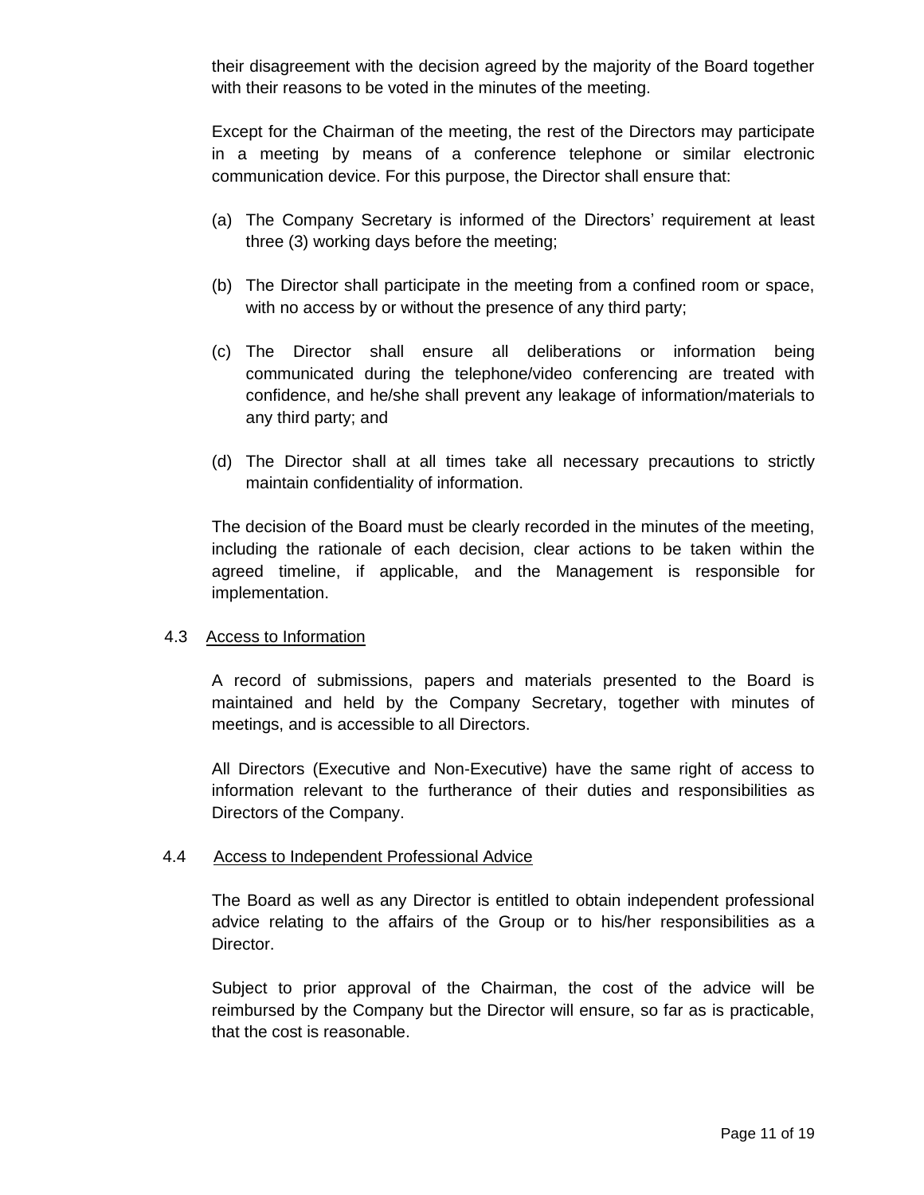their disagreement with the decision agreed by the majority of the Board together with their reasons to be voted in the minutes of the meeting.

Except for the Chairman of the meeting, the rest of the Directors may participate in a meeting by means of a conference telephone or similar electronic communication device. For this purpose, the Director shall ensure that:

(a) The Company Secretary is informed of the Directors' requirement at least three (3) working days before the meeting;

(b) The Director shall participate in the meeting from a confined room or space, with no access by or without the presence of any third party;

(c) The Director shall ensure all deliberations or information being communicated during the telephone/video conferencing are treated with confidence, and he/she shall prevent any leakage of information/materials to any third party; and

(d) The Director shall at all times take all necessary precautions to strictly maintain confidentiality of information.

The decision of the Board must be clearly recorded in the minutes of the meeting, including the rationale of each decision, clear actions to be taken within the agreed timeline, if applicable, and the Management is responsible for implementation.

### 4.3 Access to Information

A record of submissions, papers and materials presented to the Board is maintained and held by the Company Secretary, together with minutes of meetings, and is accessible to all Directors.

All Directors (Executive and Non-Executive) have the same right of access to information relevant to the furtherance of their duties and responsibilities as Directors of the Company.

### 4.4 Access to Independent Professional Advice

The Board as well as any Director is entitled to obtain independent professional advice relating to the affairs of the Group or to his/her responsibilities as a Director.

Subject to prior approval of the Chairman, the cost of the advice will be reimbursed by the Company but the Director will ensure, so far as is practicable, that the cost is reasonable.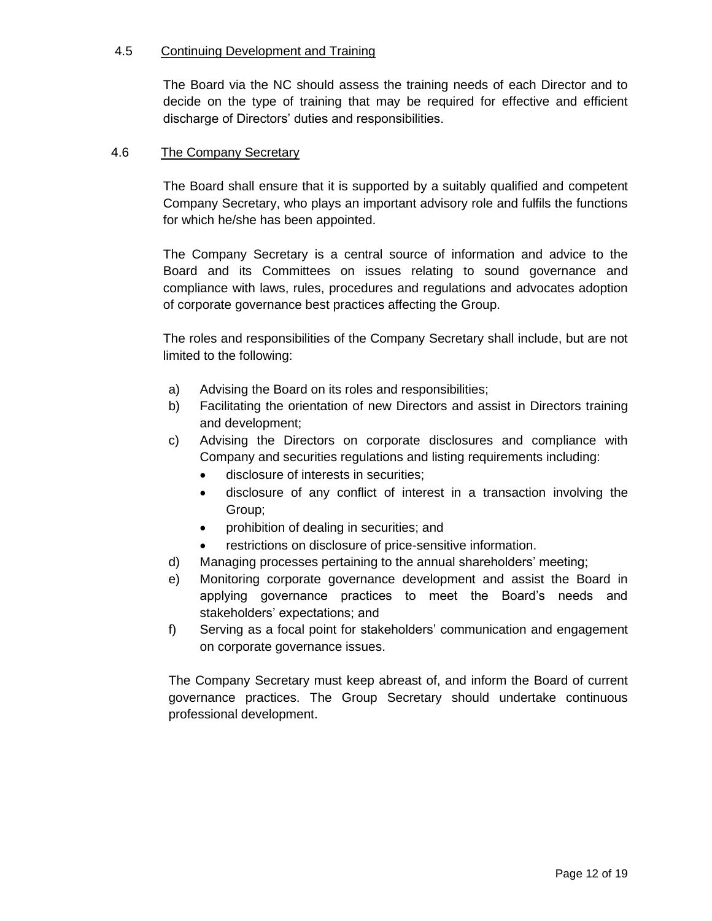### 4.5 Continuing Development and Training

The Board via the NC should assess the training needs of each Director and to decide on the type of training that may be required for effective and efficient discharge of Directors' duties and responsibilities.

### 4.6 The Company Secretary

The Board shall ensure that it is supported by a suitably qualified and competent Company Secretary, who plays an important advisory role and fulfils the functions for which he/she has been appointed.

The Company Secretary is a central source of information and advice to the Board and its Committees on issues relating to sound governance and compliance with laws, rules, procedures and regulations and advocates adoption of corporate governance best practices affecting the Group.

The roles and responsibilities of the Company Secretary shall include, but are not limited to the following:

a) Advising the Board on its roles and responsibilities;
b) Facilitating the orientation of new Directors and assist in Directors training and development;
c) Advising the Directors on corporate disclosures and compliance with Company and securities regulations and listing requirements including:
   - disclosure of interests in securities;
   - disclosure of any conflict of interest in a transaction involving the Group;
   - prohibition of dealing in securities; and
   - restrictions on disclosure of price-sensitive information.
d) Managing processes pertaining to the annual shareholders' meeting;
e) Monitoring corporate governance development and assist the Board in applying governance practices to meet the Board's needs and stakeholders' expectations; and
f) Serving as a focal point for stakeholders' communication and engagement on corporate governance issues.

The Company Secretary must keep abreast of, and inform the Board of current governance practices. The Group Secretary should undertake continuous professional development.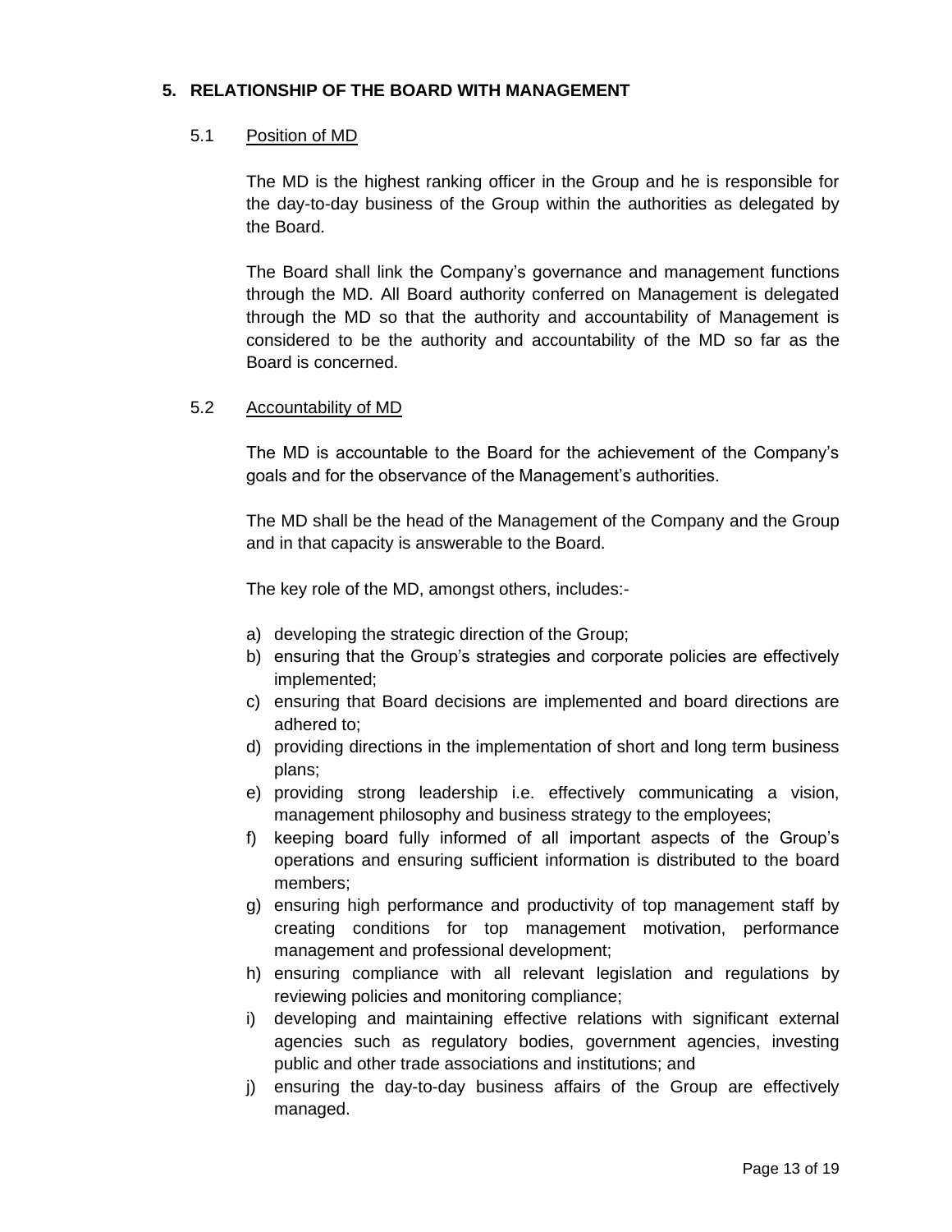## 5. RELATIONSHIP OF THE BOARD WITH MANAGEMENT

### 5.1 Position of MD

The MD is the highest ranking officer in the Group and he is responsible for the day-to-day business of the Group within the authorities as delegated by the Board.

The Board shall link the Company's governance and management functions through the MD. All Board authority conferred on Management is delegated through the MD so that the authority and accountability of Management is considered to be the authority and accountability of the MD so far as the Board is concerned.

### 5.2 Accountability of MD

The MD is accountable to the Board for the achievement of the Company's goals and for the observance of the Management's authorities.

The MD shall be the head of the Management of the Company and the Group and in that capacity is answerable to the Board.

The key role of the MD, amongst others, includes:-

a) developing the strategic direction of the Group;
b) ensuring that the Group's strategies and corporate policies are effectively implemented;
c) ensuring that Board decisions are implemented and board directions are adhered to;
d) providing directions in the implementation of short and long term business plans;
e) providing strong leadership i.e. effectively communicating a vision, management philosophy and business strategy to the employees;
f) keeping board fully informed of all important aspects of the Group's operations and ensuring sufficient information is distributed to the board members;
g) ensuring high performance and productivity of top management staff by creating conditions for top management motivation, performance management and professional development;
h) ensuring compliance with all relevant legislation and regulations by reviewing policies and monitoring compliance;
i) developing and maintaining effective relations with significant external agencies such as regulatory bodies, government agencies, investing public and other trade associations and institutions; and
j) ensuring the day-to-day business affairs of the Group are effectively managed.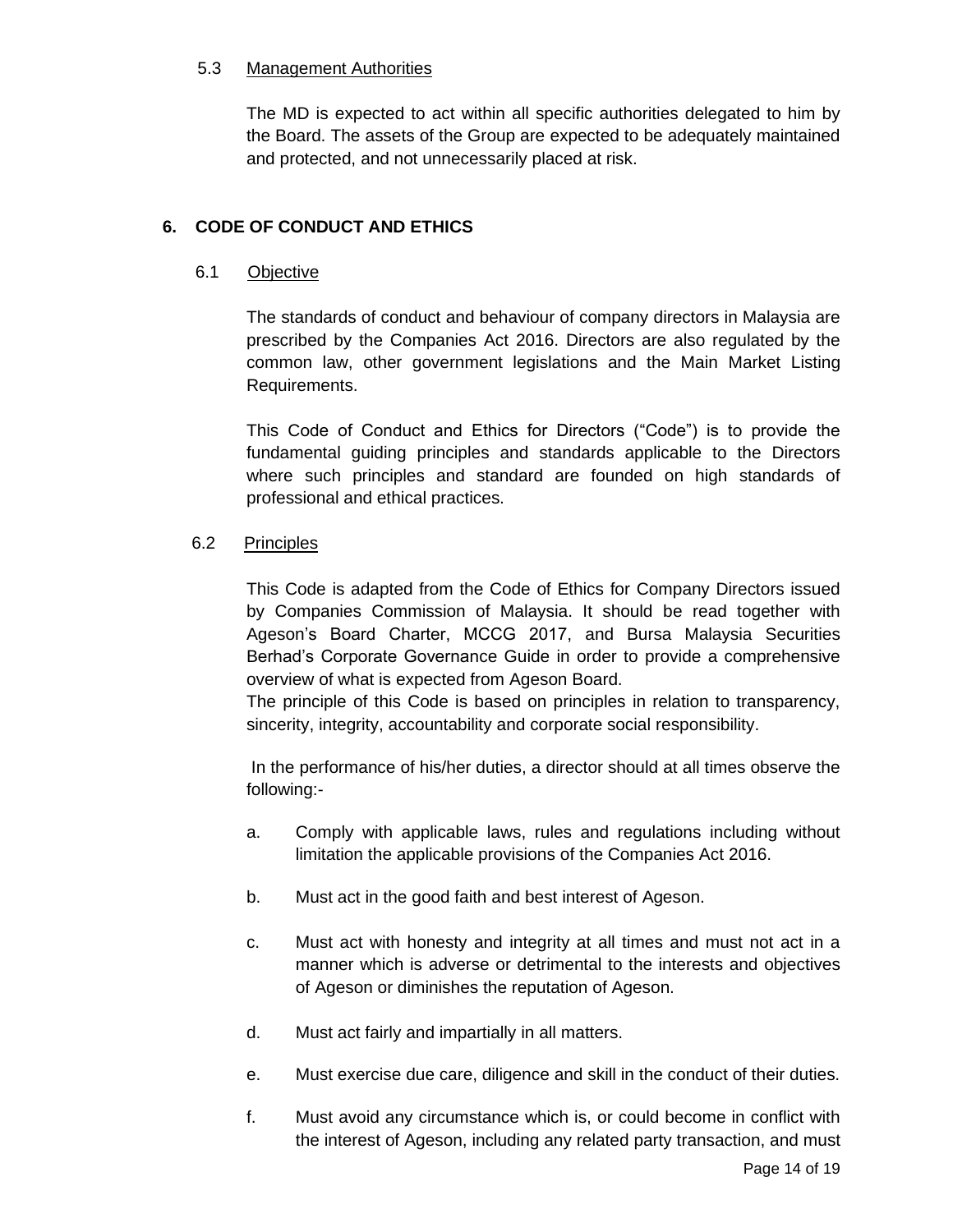### 5.3 Management Authorities

The MD is expected to act within all specific authorities delegated to him by the Board. The assets of the Group are expected to be adequately maintained and protected, and not unnecessarily placed at risk.

## 6. CODE OF CONDUCT AND ETHICS

### 6.1 Objective

The standards of conduct and behaviour of company directors in Malaysia are prescribed by the Companies Act 2016. Directors are also regulated by the common law, other government legislations and the Main Market Listing Requirements.

This Code of Conduct and Ethics for Directors ("Code") is to provide the fundamental guiding principles and standards applicable to the Directors where such principles and standard are founded on high standards of professional and ethical practices.

### 6.2 Principles

This Code is adapted from the Code of Ethics for Company Directors issued by Companies Commission of Malaysia. It should be read together with Ageson's Board Charter, MCCG 2017, and Bursa Malaysia Securities Berhad's Corporate Governance Guide in order to provide a comprehensive overview of what is expected from Ageson Board.
The principle of this Code is based on principles in relation to transparency, sincerity, integrity, accountability and corporate social responsibility.

In the performance of his/her duties, a director should at all times observe the following:-

a. Comply with applicable laws, rules and regulations including without limitation the applicable provisions of the Companies Act 2016.

b. Must act in the good faith and best interest of Ageson.

c. Must act with honesty and integrity at all times and must not act in a manner which is adverse or detrimental to the interests and objectives of Ageson or diminishes the reputation of Ageson.

d. Must act fairly and impartially in all matters.

e. Must exercise due care, diligence and skill in the conduct of their duties.

f. Must avoid any circumstance which is, or could become in conflict with the interest of Ageson, including any related party transaction, and must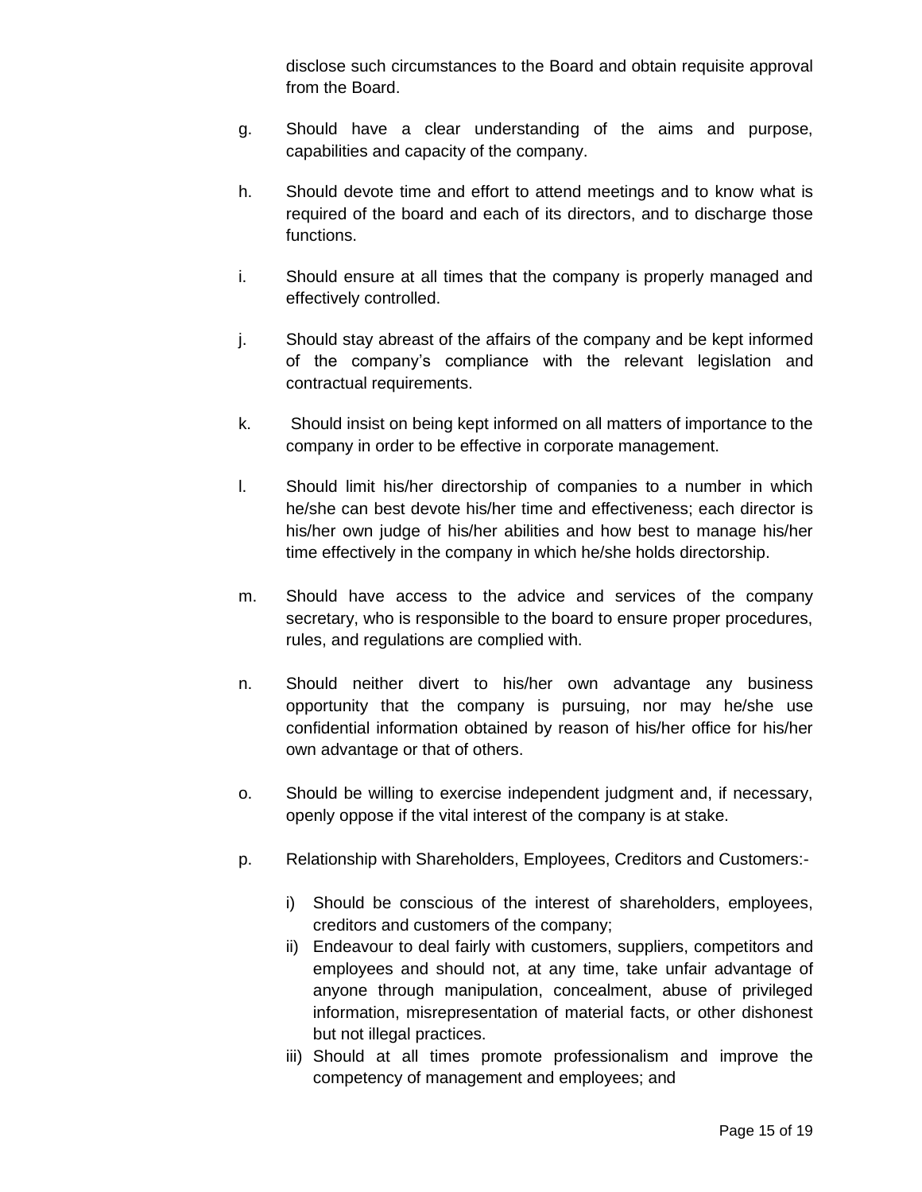disclose such circumstances to the Board and obtain requisite approval from the Board.

g. Should have a clear understanding of the aims and purpose, capabilities and capacity of the company.

h. Should devote time and effort to attend meetings and to know what is required of the board and each of its directors, and to discharge those functions.

i. Should ensure at all times that the company is properly managed and effectively controlled.

j. Should stay abreast of the affairs of the company and be kept informed of the company's compliance with the relevant legislation and contractual requirements.

k. Should insist on being kept informed on all matters of importance to the company in order to be effective in corporate management.

l. Should limit his/her directorship of companies to a number in which he/she can best devote his/her time and effectiveness; each director is his/her own judge of his/her abilities and how best to manage his/her time effectively in the company in which he/she holds directorship.

m. Should have access to the advice and services of the company secretary, who is responsible to the board to ensure proper procedures, rules, and regulations are complied with.

n. Should neither divert to his/her own advantage any business opportunity that the company is pursuing, nor may he/she use confidential information obtained by reason of his/her office for his/her own advantage or that of others.

o. Should be willing to exercise independent judgment and, if necessary, openly oppose if the vital interest of the company is at stake.

p. Relationship with Shareholders, Employees, Creditors and Customers:-

   i) Should be conscious of the interest of shareholders, employees, creditors and customers of the company;
   ii) Endeavour to deal fairly with customers, suppliers, competitors and employees and should not, at any time, take unfair advantage of anyone through manipulation, concealment, abuse of privileged information, misrepresentation of material facts, or other dishonest but not illegal practices.
   iii) Should at all times promote professionalism and improve the competency of management and employees; and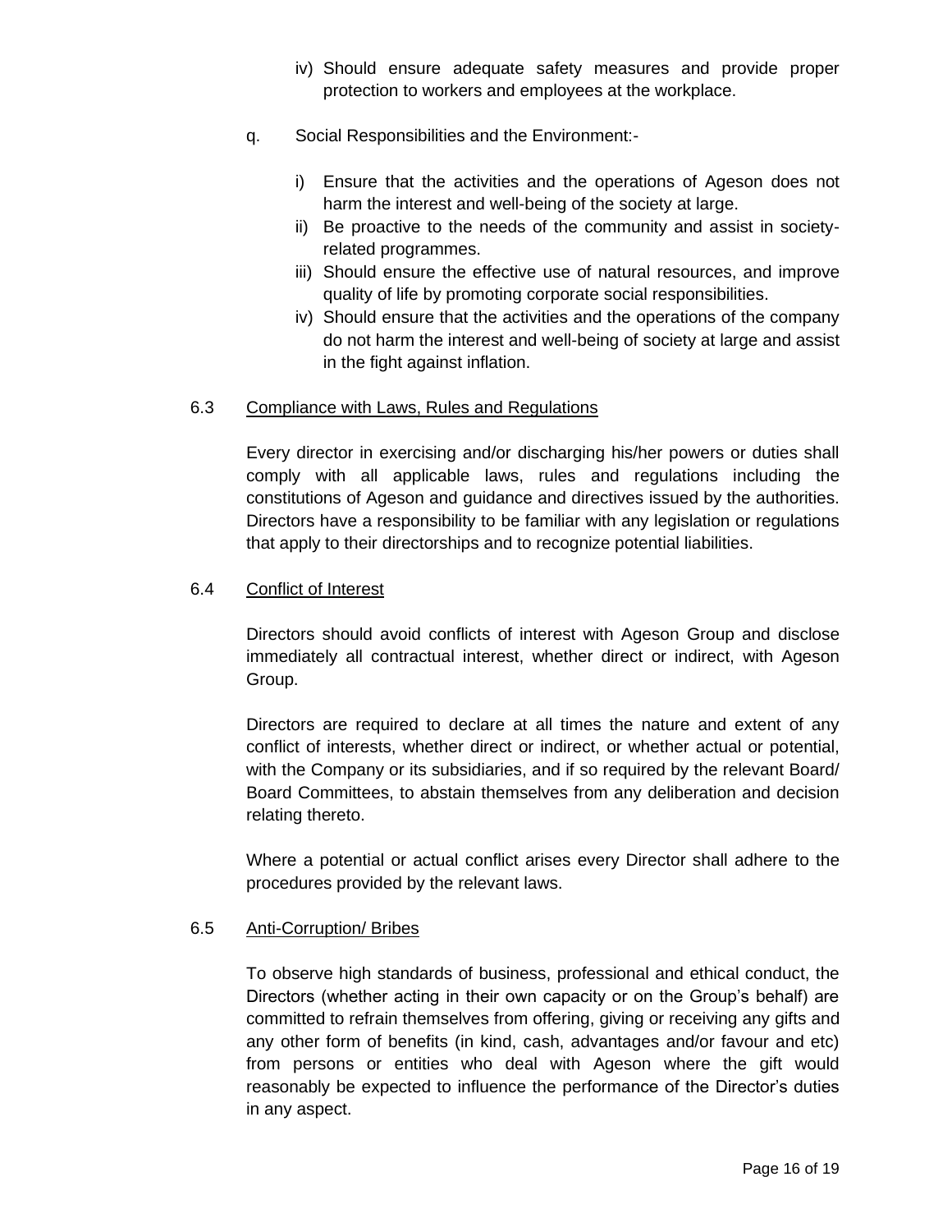iv) Should ensure adequate safety measures and provide proper protection to workers and employees at the workplace.

q. Social Responsibilities and the Environment:-

i) Ensure that the activities and the operations of Ageson does not harm the interest and well-being of the society at large.
ii) Be proactive to the needs of the community and assist in society-related programmes.
iii) Should ensure the effective use of natural resources, and improve quality of life by promoting corporate social responsibilities.
iv) Should ensure that the activities and the operations of the company do not harm the interest and well-being of society at large and assist in the fight against inflation.

6.3 <u>Compliance with Laws, Rules and Regulations</u>

Every director in exercising and/or discharging his/her powers or duties shall comply with all applicable laws, rules and regulations including the constitutions of Ageson and guidance and directives issued by the authorities. Directors have a responsibility to be familiar with any legislation or regulations that apply to their directorships and to recognize potential liabilities.

6.4 <u>Conflict of Interest</u>

Directors should avoid conflicts of interest with Ageson Group and disclose immediately all contractual interest, whether direct or indirect, with Ageson Group.

Directors are required to declare at all times the nature and extent of any conflict of interests, whether direct or indirect, or whether actual or potential, with the Company or its subsidiaries, and if so required by the relevant Board/ Board Committees, to abstain themselves from any deliberation and decision relating thereto.

Where a potential or actual conflict arises every Director shall adhere to the procedures provided by the relevant laws.

6.5 <u>Anti-Corruption/ Bribes</u>

To observe high standards of business, professional and ethical conduct, the Directors (whether acting in their own capacity or on the Group's behalf) are committed to refrain themselves from offering, giving or receiving any gifts and any other form of benefits (in kind, cash, advantages and/or favour and etc) from persons or entities who deal with Ageson where the gift would reasonably be expected to influence the performance of the Director's duties in any aspect.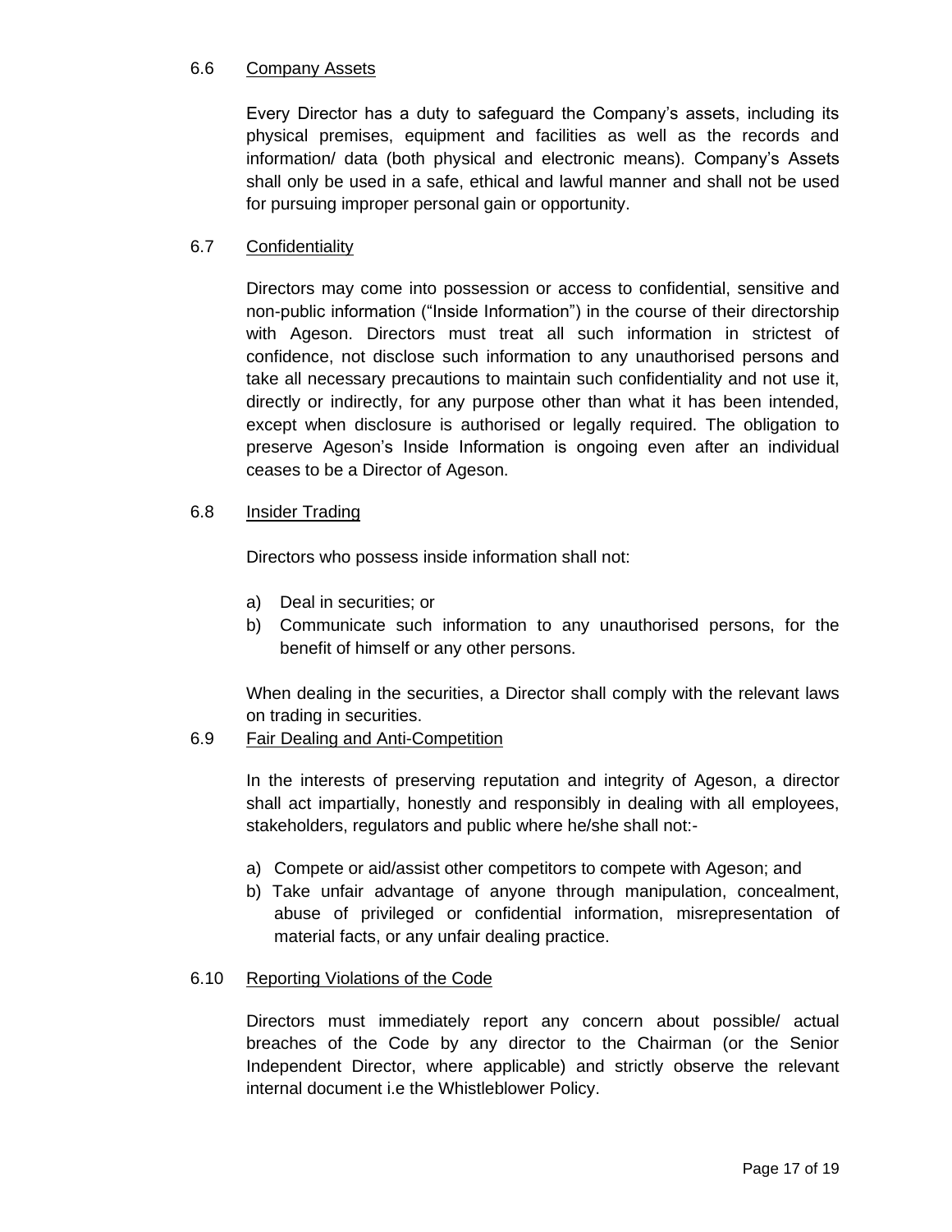### 6.6 Company Assets

Every Director has a duty to safeguard the Company's assets, including its physical premises, equipment and facilities as well as the records and information/ data (both physical and electronic means). Company's Assets shall only be used in a safe, ethical and lawful manner and shall not be used for pursuing improper personal gain or opportunity.

### 6.7 Confidentiality

Directors may come into possession or access to confidential, sensitive and non-public information ("Inside Information") in the course of their directorship with Ageson. Directors must treat all such information in strictest of confidence, not disclose such information to any unauthorised persons and take all necessary precautions to maintain such confidentiality and not use it, directly or indirectly, for any purpose other than what it has been intended, except when disclosure is authorised or legally required. The obligation to preserve Ageson's Inside Information is ongoing even after an individual ceases to be a Director of Ageson.

### 6.8 Insider Trading

Directors who possess inside information shall not:

a) Deal in securities; or
b) Communicate such information to any unauthorised persons, for the benefit of himself or any other persons.

When dealing in the securities, a Director shall comply with the relevant laws on trading in securities.

### 6.9 Fair Dealing and Anti-Competition

In the interests of preserving reputation and integrity of Ageson, a director shall act impartially, honestly and responsibly in dealing with all employees, stakeholders, regulators and public where he/she shall not:-

a) Compete or aid/assist other competitors to compete with Ageson; and
b) Take unfair advantage of anyone through manipulation, concealment, abuse of privileged or confidential information, misrepresentation of material facts, or any unfair dealing practice.

### 6.10 Reporting Violations of the Code

Directors must immediately report any concern about possible/ actual breaches of the Code by any director to the Chairman (or the Senior Independent Director, where applicable) and strictly observe the relevant internal document i.e the Whistleblower Policy.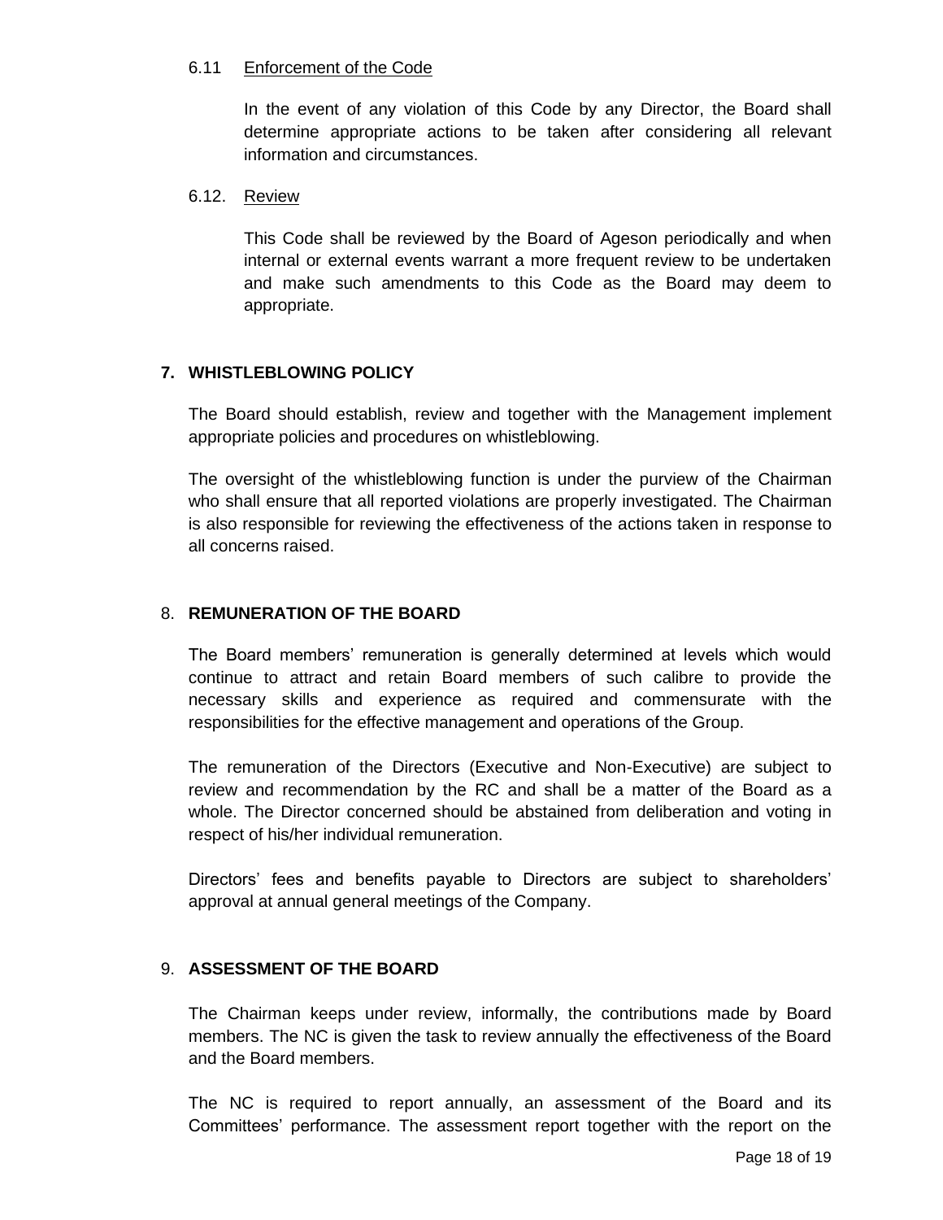### 6.11 Enforcement of the Code

In the event of any violation of this Code by any Director, the Board shall determine appropriate actions to be taken after considering all relevant information and circumstances.

### 6.12. Review

This Code shall be reviewed by the Board of Ageson periodically and when internal or external events warrant a more frequent review to be undertaken and make such amendments to this Code as the Board may deem to appropriate.

## 7. WHISTLEBLOWING POLICY

The Board should establish, review and together with the Management implement appropriate policies and procedures on whistleblowing.

The oversight of the whistleblowing function is under the purview of the Chairman who shall ensure that all reported violations are properly investigated. The Chairman is also responsible for reviewing the effectiveness of the actions taken in response to all concerns raised.

## 8. REMUNERATION OF THE BOARD

The Board members' remuneration is generally determined at levels which would continue to attract and retain Board members of such calibre to provide the necessary skills and experience as required and commensurate with the responsibilities for the effective management and operations of the Group.

The remuneration of the Directors (Executive and Non-Executive) are subject to review and recommendation by the RC and shall be a matter of the Board as a whole. The Director concerned should be abstained from deliberation and voting in respect of his/her individual remuneration.

Directors' fees and benefits payable to Directors are subject to shareholders' approval at annual general meetings of the Company.

## 9. ASSESSMENT OF THE BOARD

The Chairman keeps under review, informally, the contributions made by Board members. The NC is given the task to review annually the effectiveness of the Board and the Board members.

The NC is required to report annually, an assessment of the Board and its Committees' performance. The assessment report together with the report on the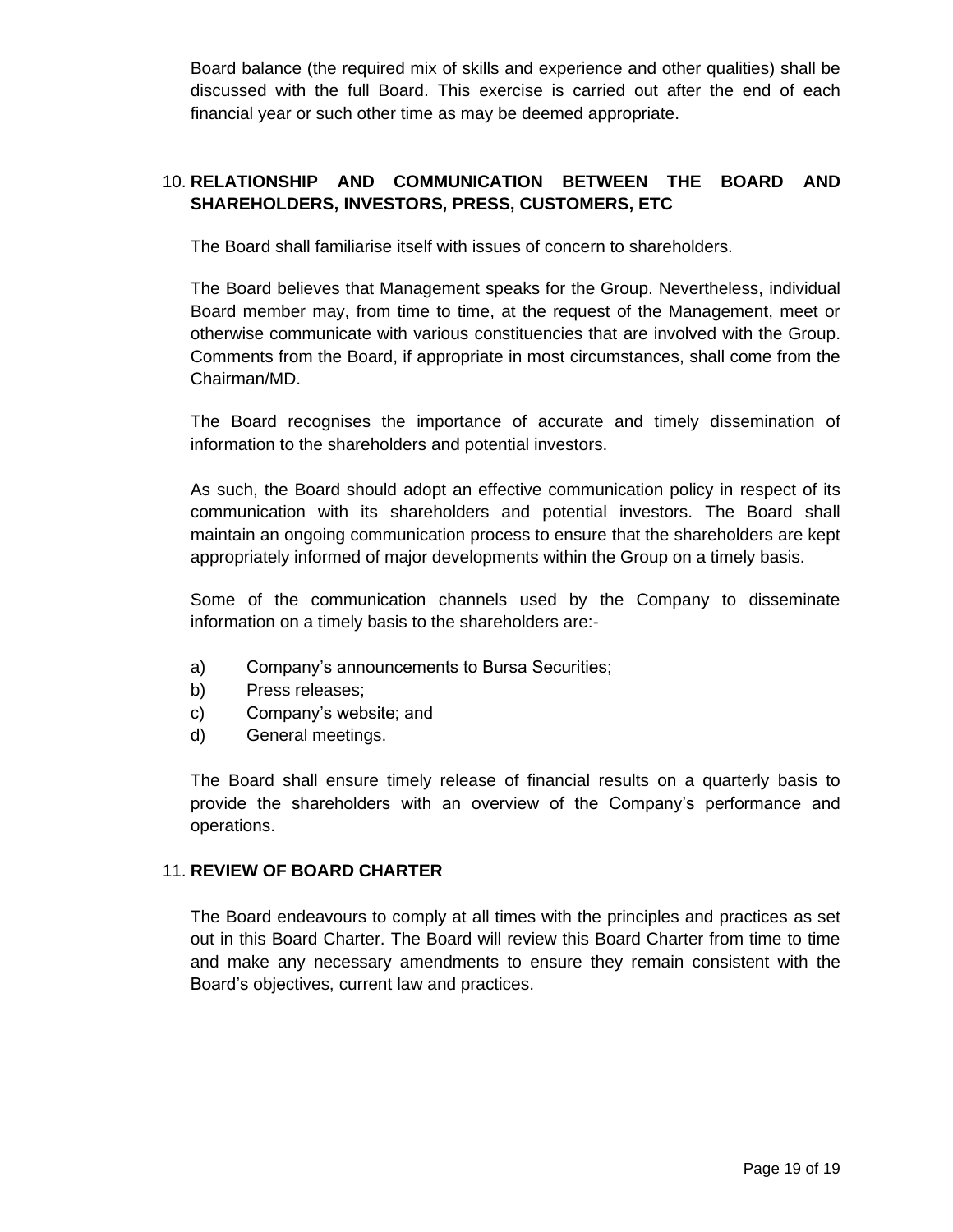Board balance (the required mix of skills and experience and other qualities) shall be discussed with the full Board. This exercise is carried out after the end of each financial year or such other time as may be deemed appropriate.

## 10. RELATIONSHIP AND COMMUNICATION BETWEEN THE BOARD AND SHAREHOLDERS, INVESTORS, PRESS, CUSTOMERS, ETC

The Board shall familiarise itself with issues of concern to shareholders.

The Board believes that Management speaks for the Group. Nevertheless, individual Board member may, from time to time, at the request of the Management, meet or otherwise communicate with various constituencies that are involved with the Group. Comments from the Board, if appropriate in most circumstances, shall come from the Chairman/MD.

The Board recognises the importance of accurate and timely dissemination of information to the shareholders and potential investors.

As such, the Board should adopt an effective communication policy in respect of its communication with its shareholders and potential investors. The Board shall maintain an ongoing communication process to ensure that the shareholders are kept appropriately informed of major developments within the Group on a timely basis.

Some of the communication channels used by the Company to disseminate information on a timely basis to the shareholders are:-

a) Company's announcements to Bursa Securities;
b) Press releases;
c) Company's website; and
d) General meetings.

The Board shall ensure timely release of financial results on a quarterly basis to provide the shareholders with an overview of the Company's performance and operations.

## 11. REVIEW OF BOARD CHARTER

The Board endeavours to comply at all times with the principles and practices as set out in this Board Charter. The Board will review this Board Charter from time to time and make any necessary amendments to ensure they remain consistent with the Board's objectives, current law and practices.